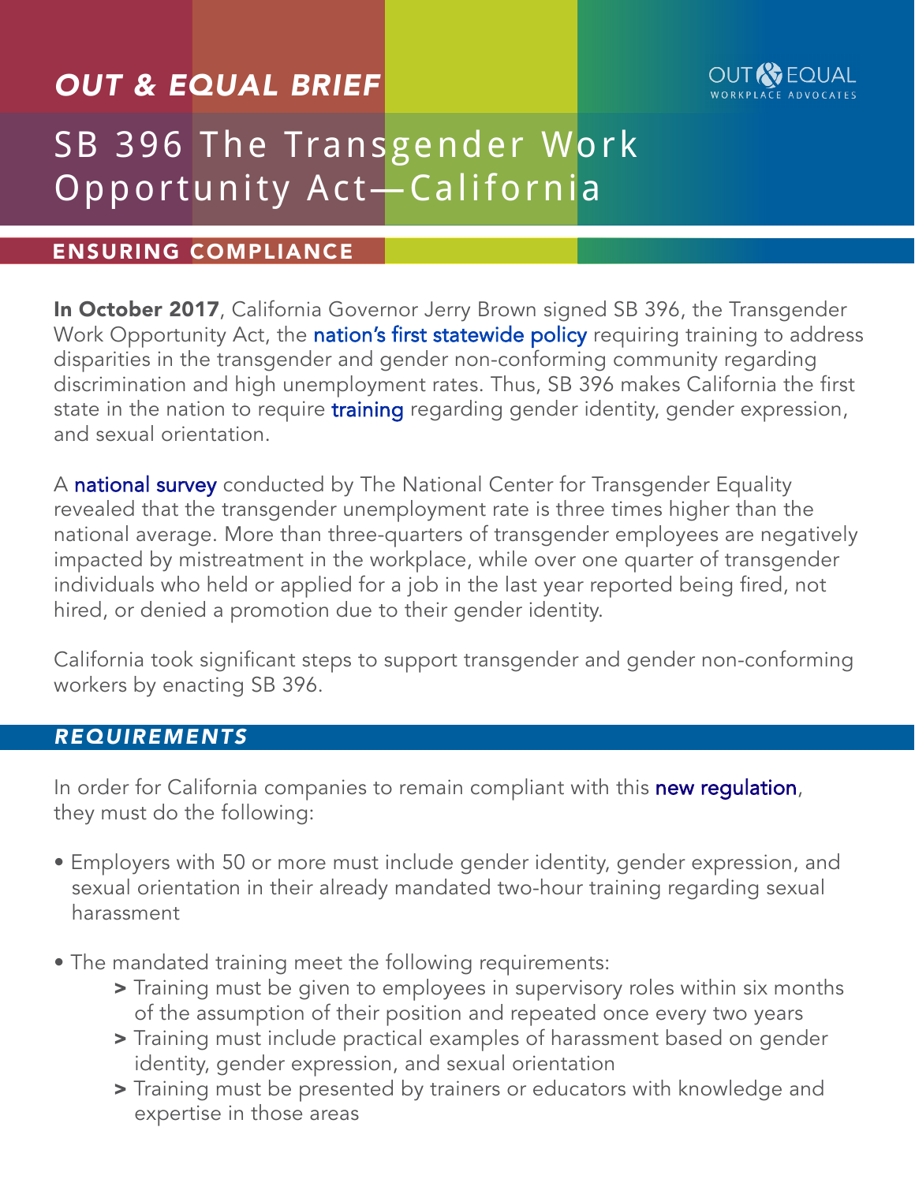# OUT & EQUAL BRIEF

OUT & EQUAL WORKPLACE ADVOCATES

# SB 396 The Transgender Work Opportunity Act—California

## ENSURING COMPLIANCE

**In October 2017**, California Governor Jerry Brown signed SB 396, the Transgender Work Opportunity Act, the nation's first statewide policy requiring training to address disparities in the transgender and gender non-conforming community regarding discrimination and high unemployment rates. Thus, SB 396 makes California the first state in the nation to require training regarding gender identity, gender expression, and sexual orientation.

A national survey conducted by The National Center for Transgender Equality revealed that the transgender unemployment rate is three times higher than the national average. More than three-quarters of transgender employees are negatively impacted by mistreatment in the workplace, while over one quarter of transgender individuals who held or applied for a job in the last year reported being fired, not hired, or denied a promotion due to their gender identity.

California took significant steps to support transgender and gender non-conforming workers by enacting SB 396.

## *REQUIREMENTS*

In order for California companies to remain compliant with this new regulation, they must do the following:

- Employers with 50 or more must include gender identity, gender expression, and sexual orientation in their already mandated two-hour training regarding sexual harassment
- The mandated training meet the following requirements:
  - Training must be given to employees in supervisory roles within six months of the assumption of their position and repeated once every two years
  - Training must include practical examples of harassment based on gender identity, gender expression, and sexual orientation
  - Training must be presented by trainers or educators with knowledge and expertise in those areas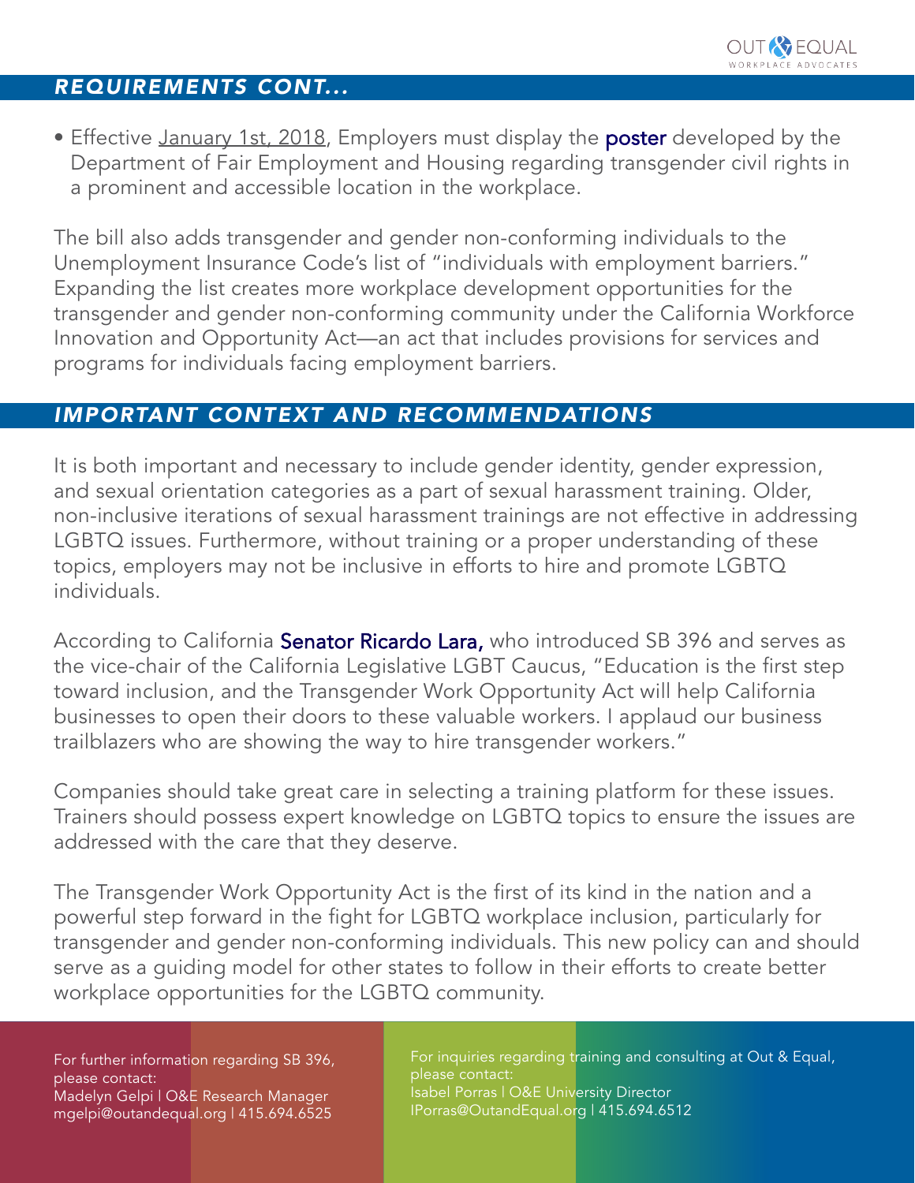## *REQUIREMENTS CONT...*

- Effective January 1st, 2018, Employers must display the poster developed by the Department of Fair Employment and Housing regarding transgender civil rights in a prominent and accessible location in the workplace.

The bill also adds transgender and gender non-conforming individuals to the Unemployment Insurance Code's list of "individuals with employment barriers." Expanding the list creates more workplace development opportunities for the transgender and gender non-conforming community under the California Workforce Innovation and Opportunity Act—an act that includes provisions for services and programs for individuals facing employment barriers.

## *IMPORTANT CONTEXT AND RECOMMENDATIONS*

It is both important and necessary to include gender identity, gender expression, and sexual orientation categories as a part of sexual harassment training. Older, non-inclusive iterations of sexual harassment trainings are not effective in addressing LGBTQ issues. Furthermore, without training or a proper understanding of these topics, employers may not be inclusive in efforts to hire and promote LGBTQ individuals.

According to California Senator Ricardo Lara, who introduced SB 396 and serves as the vice-chair of the California Legislative LGBT Caucus, "Education is the first step toward inclusion, and the Transgender Work Opportunity Act will help California businesses to open their doors to these valuable workers. I applaud our business trailblazers who are showing the way to hire transgender workers."

Companies should take great care in selecting a training platform for these issues. Trainers should possess expert knowledge on LGBTQ topics to ensure the issues are addressed with the care that they deserve.

The Transgender Work Opportunity Act is the first of its kind in the nation and a powerful step forward in the fight for LGBTQ workplace inclusion, particularly for transgender and gender non-conforming individuals. This new policy can and should serve as a guiding model for other states to follow in their efforts to create better workplace opportunities for the LGBTQ community.

For further information regarding SB 396, please contact:
Madelyn Gelpi | O&E Research Manager
mgelpi@outandequal.org | 415.694.6525

For inquiries regarding training and consulting at Out & Equal, please contact:
Isabel Porras | O&E University Director
IPorras@OutandEqual.org | 415.694.6512